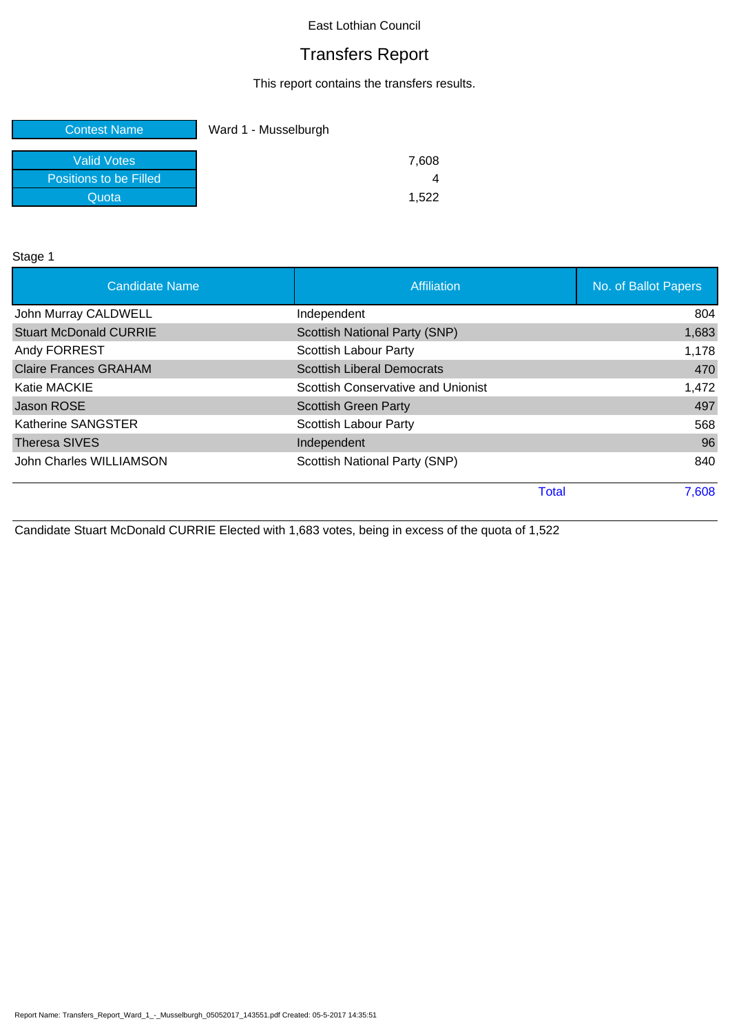East Lothian Council

# Transfers Report

This report contains the transfers results.

| Contest Name | Ward 1 - Musselburgh |
|---|---|
| Valid Votes | 7,608 |
| Positions to be Filled | 4 |
| Quota | 1,522 |

Stage 1

| Candidate Name | Affiliation | No. of Ballot Papers |
|---|---|---|
| John Murray CALDWELL | Independent | 804 |
| Stuart McDonald CURRIE | Scottish National Party (SNP) | 1,683 |
| Andy FORREST | Scottish Labour Party | 1,178 |
| Claire Frances GRAHAM | Scottish Liberal Democrats | 470 |
| Katie MACKIE | Scottish Conservative and Unionist | 1,472 |
| Jason ROSE | Scottish Green Party | 497 |
| Katherine SANGSTER | Scottish Labour Party | 568 |
| Theresa SIVES | Independent | 96 |
| John Charles WILLIAMSON | Scottish National Party (SNP) | 840 |
| | Total | 7,608 |

Candidate Stuart McDonald CURRIE Elected with 1,683 votes, being in excess of the quota of 1,522

Report Name: Transfers_Report_Ward_1_-_Musselburgh_05052017_143551.pdf Created: 05-5-2017 14:35:51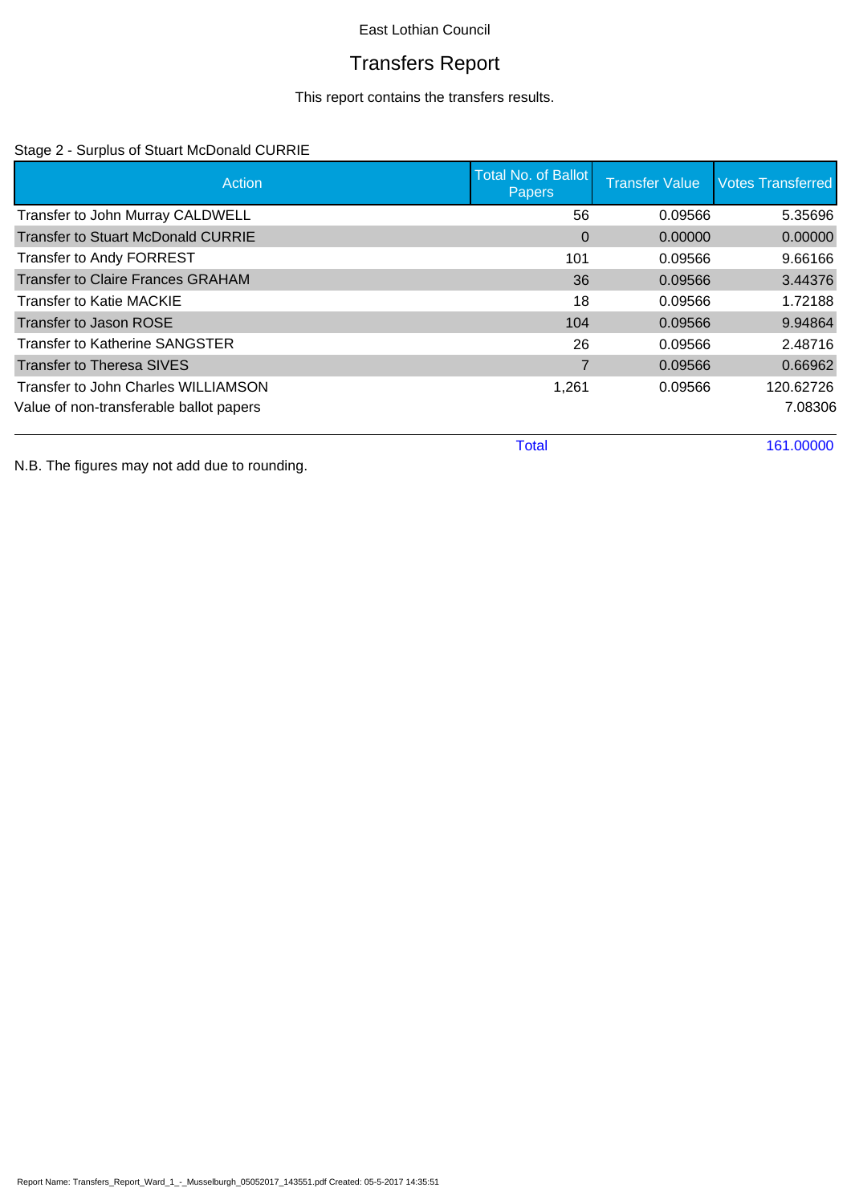East Lothian Council

# Transfers Report

This report contains the transfers results.

## Stage 2 - Surplus of Stuart McDonald CURRIE

| Action | Total No. of Ballot Papers | Transfer Value | Votes Transferred |
|---|---|---|---|
| Transfer to John Murray CALDWELL | 56 | 0.09566 | 5.35696 |
| Transfer to Stuart McDonald CURRIE | 0 | 0.00000 | 0.00000 |
| Transfer to Andy FORREST | 101 | 0.09566 | 9.66166 |
| Transfer to Claire Frances GRAHAM | 36 | 0.09566 | 3.44376 |
| Transfer to Katie MACKIE | 18 | 0.09566 | 1.72188 |
| Transfer to Jason ROSE | 104 | 0.09566 | 9.94864 |
| Transfer to Katherine SANGSTER | 26 | 0.09566 | 2.48716 |
| Transfer to Theresa SIVES | 7 | 0.09566 | 0.66962 |
| Transfer to John Charles WILLIAMSON | 1,261 | 0.09566 | 120.62726 |
| Value of non-transferable ballot papers | | | 7.08306 |
| | Total | | 161.00000 |

N.B. The figures may not add due to rounding.

Report Name: Transfers_Report_Ward_1_-_Musselburgh_05052017_143551.pdf Created: 05-5-2017 14:35:51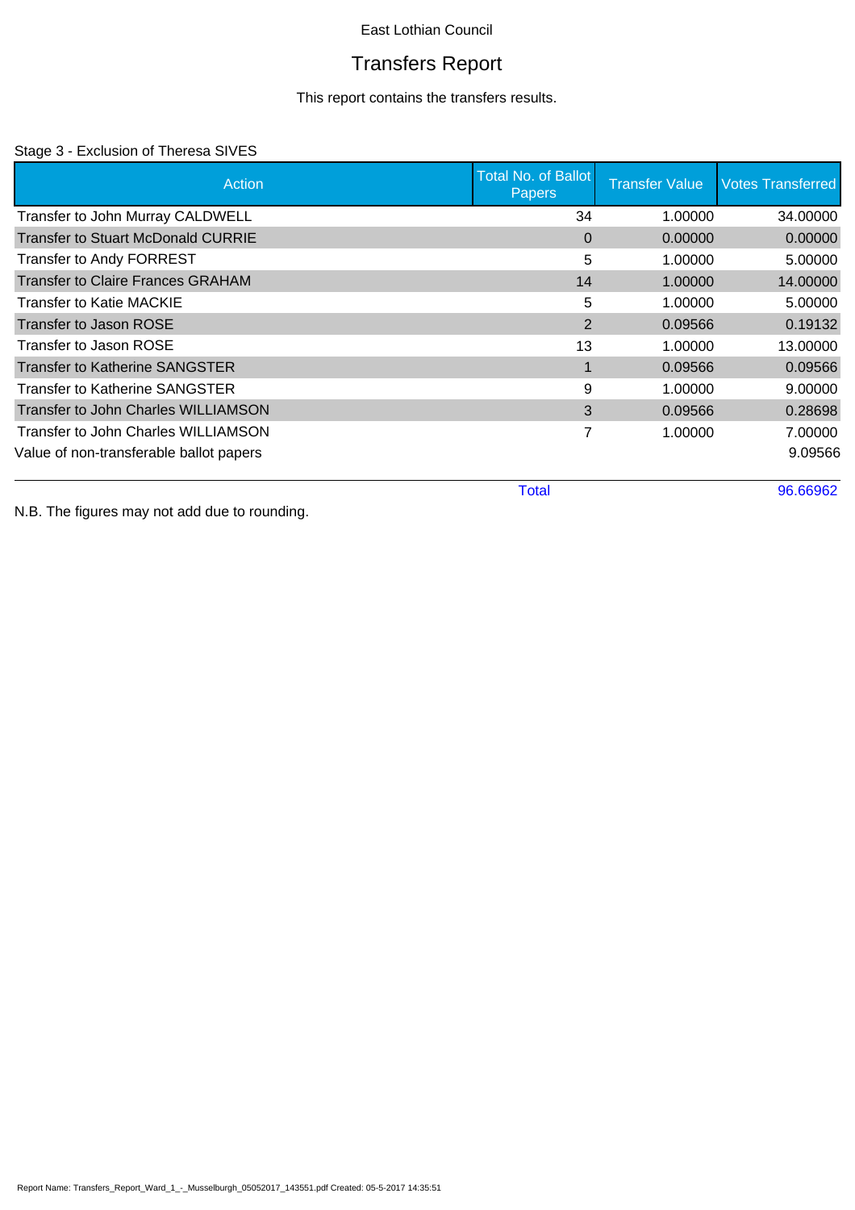East Lothian Council

# Transfers Report

This report contains the transfers results.

Stage 3 - Exclusion of Theresa SIVES

| Action | Total No. of Ballot Papers | Transfer Value | Votes Transferred |
|---|---|---|---|
| Transfer to John Murray CALDWELL | 34 | 1.00000 | 34.00000 |
| Transfer to Stuart McDonald CURRIE | 0 | 0.00000 | 0.00000 |
| Transfer to Andy FORREST | 5 | 1.00000 | 5.00000 |
| Transfer to Claire Frances GRAHAM | 14 | 1.00000 | 14.00000 |
| Transfer to Katie MACKIE | 5 | 1.00000 | 5.00000 |
| Transfer to Jason ROSE | 2 | 0.09566 | 0.19132 |
| Transfer to Jason ROSE | 13 | 1.00000 | 13.00000 |
| Transfer to Katherine SANGSTER | 1 | 0.09566 | 0.09566 |
| Transfer to Katherine SANGSTER | 9 | 1.00000 | 9.00000 |
| Transfer to John Charles WILLIAMSON | 3 | 0.09566 | 0.28698 |
| Transfer to John Charles WILLIAMSON | 7 | 1.00000 | 7.00000 |
| Value of non-transferable ballot papers | | | 9.09566 |
| | Total | | 96.66962 |

N.B. The figures may not add due to rounding.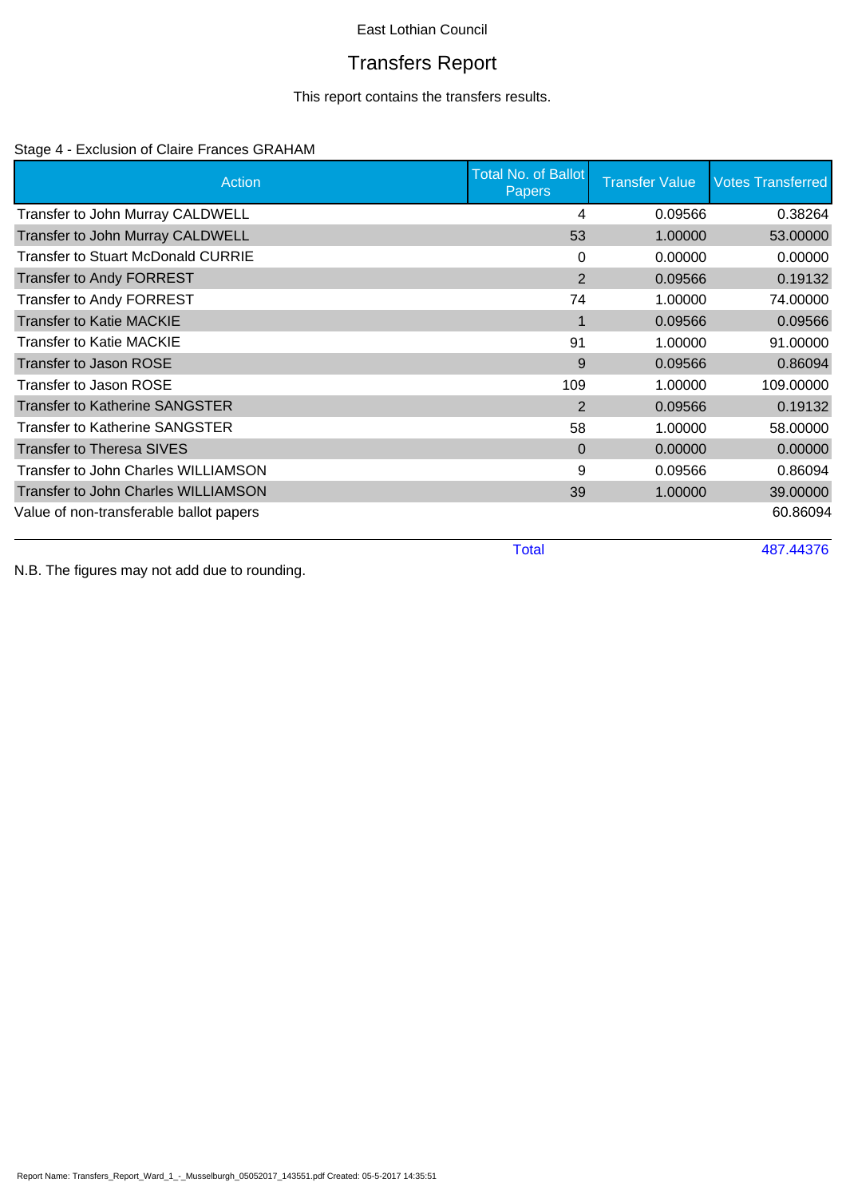East Lothian Council

# Transfers Report

This report contains the transfers results.

Stage 4 - Exclusion of Claire Frances GRAHAM

| Action | Total No. of Ballot Papers | Transfer Value | Votes Transferred |
|---|---|---|---|
| Transfer to John Murray CALDWELL | 4 | 0.09566 | 0.38264 |
| Transfer to John Murray CALDWELL | 53 | 1.00000 | 53.00000 |
| Transfer to Stuart McDonald CURRIE | 0 | 0.00000 | 0.00000 |
| Transfer to Andy FORREST | 2 | 0.09566 | 0.19132 |
| Transfer to Andy FORREST | 74 | 1.00000 | 74.00000 |
| Transfer to Katie MACKIE | 1 | 0.09566 | 0.09566 |
| Transfer to Katie MACKIE | 91 | 1.00000 | 91.00000 |
| Transfer to Jason ROSE | 9 | 0.09566 | 0.86094 |
| Transfer to Jason ROSE | 109 | 1.00000 | 109.00000 |
| Transfer to Katherine SANGSTER | 2 | 0.09566 | 0.19132 |
| Transfer to Katherine SANGSTER | 58 | 1.00000 | 58.00000 |
| Transfer to Theresa SIVES | 0 | 0.00000 | 0.00000 |
| Transfer to John Charles WILLIAMSON | 9 | 0.09566 | 0.86094 |
| Transfer to John Charles WILLIAMSON | 39 | 1.00000 | 39.00000 |
| Value of non-transferable ballot papers | | | 60.86094 |
| | Total | | 487.44376 |

N.B. The figures may not add due to rounding.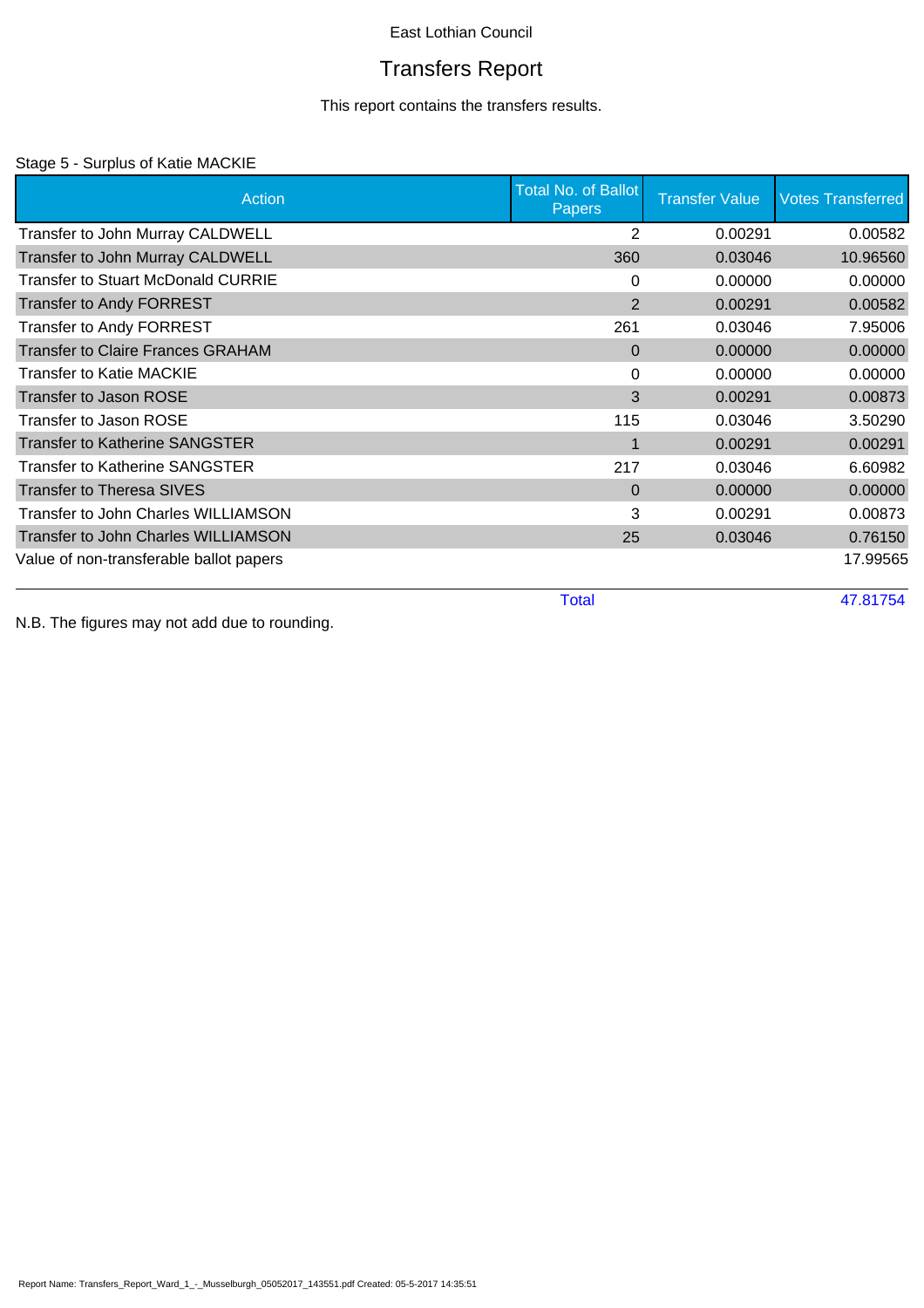East Lothian Council

# Transfers Report

This report contains the transfers results.

Stage 5 - Surplus of Katie MACKIE

| Action | Total No. of Ballot Papers | Transfer Value | Votes Transferred |
|---|---|---|---|
| Transfer to John Murray CALDWELL | 2 | 0.00291 | 0.00582 |
| Transfer to John Murray CALDWELL | 360 | 0.03046 | 10.96560 |
| Transfer to Stuart McDonald CURRIE | 0 | 0.00000 | 0.00000 |
| Transfer to Andy FORREST | 2 | 0.00291 | 0.00582 |
| Transfer to Andy FORREST | 261 | 0.03046 | 7.95006 |
| Transfer to Claire Frances GRAHAM | 0 | 0.00000 | 0.00000 |
| Transfer to Katie MACKIE | 0 | 0.00000 | 0.00000 |
| Transfer to Jason ROSE | 3 | 0.00291 | 0.00873 |
| Transfer to Jason ROSE | 115 | 0.03046 | 3.50290 |
| Transfer to Katherine SANGSTER | 1 | 0.00291 | 0.00291 |
| Transfer to Katherine SANGSTER | 217 | 0.03046 | 6.60982 |
| Transfer to Theresa SIVES | 0 | 0.00000 | 0.00000 |
| Transfer to John Charles WILLIAMSON | 3 | 0.00291 | 0.00873 |
| Transfer to John Charles WILLIAMSON | 25 | 0.03046 | 0.76150 |
| Value of non-transferable ballot papers | | | 17.99565 |
| | Total | | 47.81754 |

N.B. The figures may not add due to rounding.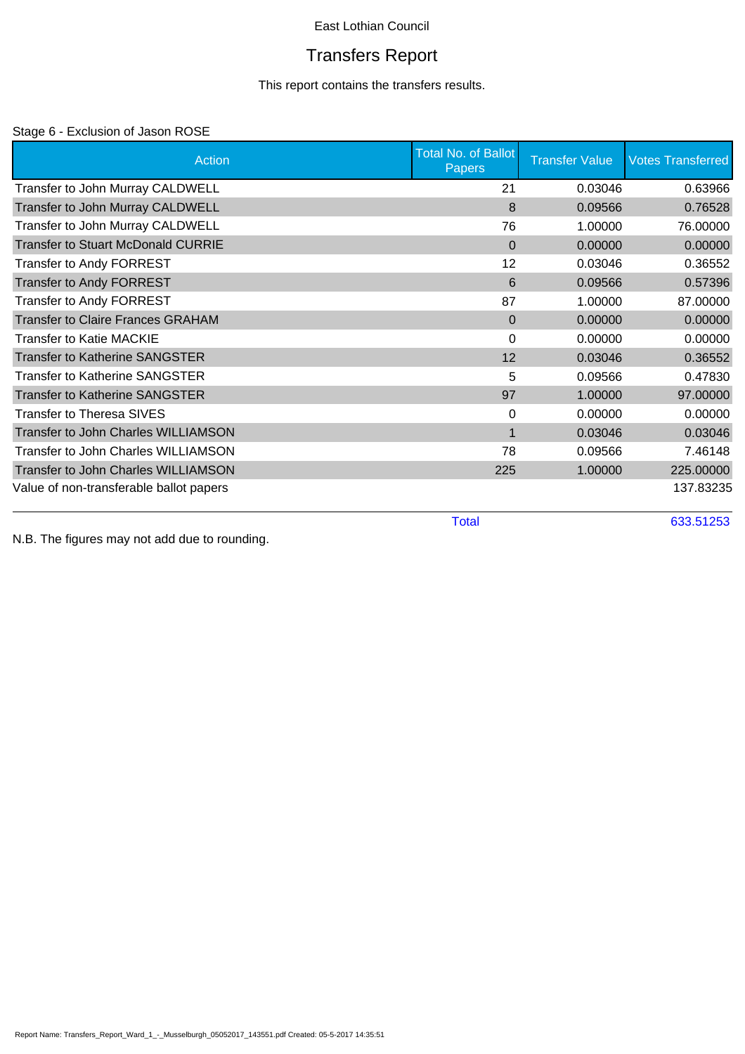East Lothian Council

# Transfers Report

This report contains the transfers results.

Stage 6 - Exclusion of Jason ROSE

| Action | Total No. of Ballot Papers | Transfer Value | Votes Transferred |
|---|---|---|---|
| Transfer to John Murray CALDWELL | 21 | 0.03046 | 0.63966 |
| Transfer to John Murray CALDWELL | 8 | 0.09566 | 0.76528 |
| Transfer to John Murray CALDWELL | 76 | 1.00000 | 76.00000 |
| Transfer to Stuart McDonald CURRIE | 0 | 0.00000 | 0.00000 |
| Transfer to Andy FORREST | 12 | 0.03046 | 0.36552 |
| Transfer to Andy FORREST | 6 | 0.09566 | 0.57396 |
| Transfer to Andy FORREST | 87 | 1.00000 | 87.00000 |
| Transfer to Claire Frances GRAHAM | 0 | 0.00000 | 0.00000 |
| Transfer to Katie MACKIE | 0 | 0.00000 | 0.00000 |
| Transfer to Katherine SANGSTER | 12 | 0.03046 | 0.36552 |
| Transfer to Katherine SANGSTER | 5 | 0.09566 | 0.47830 |
| Transfer to Katherine SANGSTER | 97 | 1.00000 | 97.00000 |
| Transfer to Theresa SIVES | 0 | 0.00000 | 0.00000 |
| Transfer to John Charles WILLIAMSON | 1 | 0.03046 | 0.03046 |
| Transfer to John Charles WILLIAMSON | 78 | 0.09566 | 7.46148 |
| Transfer to John Charles WILLIAMSON | 225 | 1.00000 | 225.00000 |
| Value of non-transferable ballot papers | | | 137.83235 |
| | Total | | 633.51253 |

N.B. The figures may not add due to rounding.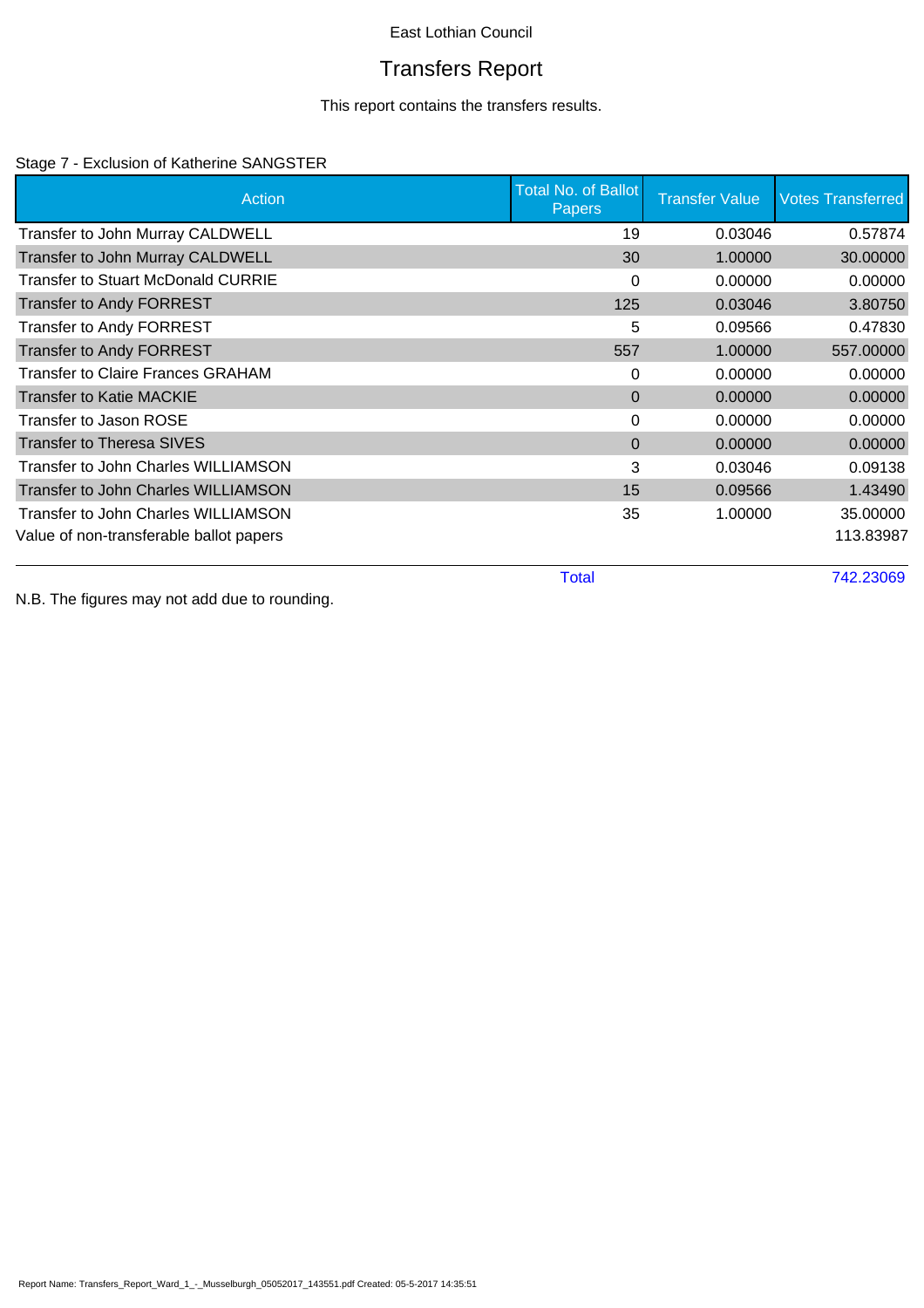East Lothian Council

# Transfers Report

This report contains the transfers results.

Stage 7 - Exclusion of Katherine SANGSTER

| Action | Total No. of Ballot Papers | Transfer Value | Votes Transferred |
|---|---|---|---|
| Transfer to John Murray CALDWELL | 19 | 0.03046 | 0.57874 |
| Transfer to John Murray CALDWELL | 30 | 1.00000 | 30.00000 |
| Transfer to Stuart McDonald CURRIE | 0 | 0.00000 | 0.00000 |
| Transfer to Andy FORREST | 125 | 0.03046 | 3.80750 |
| Transfer to Andy FORREST | 5 | 0.09566 | 0.47830 |
| Transfer to Andy FORREST | 557 | 1.00000 | 557.00000 |
| Transfer to Claire Frances GRAHAM | 0 | 0.00000 | 0.00000 |
| Transfer to Katie MACKIE | 0 | 0.00000 | 0.00000 |
| Transfer to Jason ROSE | 0 | 0.00000 | 0.00000 |
| Transfer to Theresa SIVES | 0 | 0.00000 | 0.00000 |
| Transfer to John Charles WILLIAMSON | 3 | 0.03046 | 0.09138 |
| Transfer to John Charles WILLIAMSON | 15 | 0.09566 | 1.43490 |
| Transfer to John Charles WILLIAMSON | 35 | 1.00000 | 35.00000 |
| Value of non-transferable ballot papers | | | 113.83987 |
| | Total | | 742.23069 |

N.B. The figures may not add due to rounding.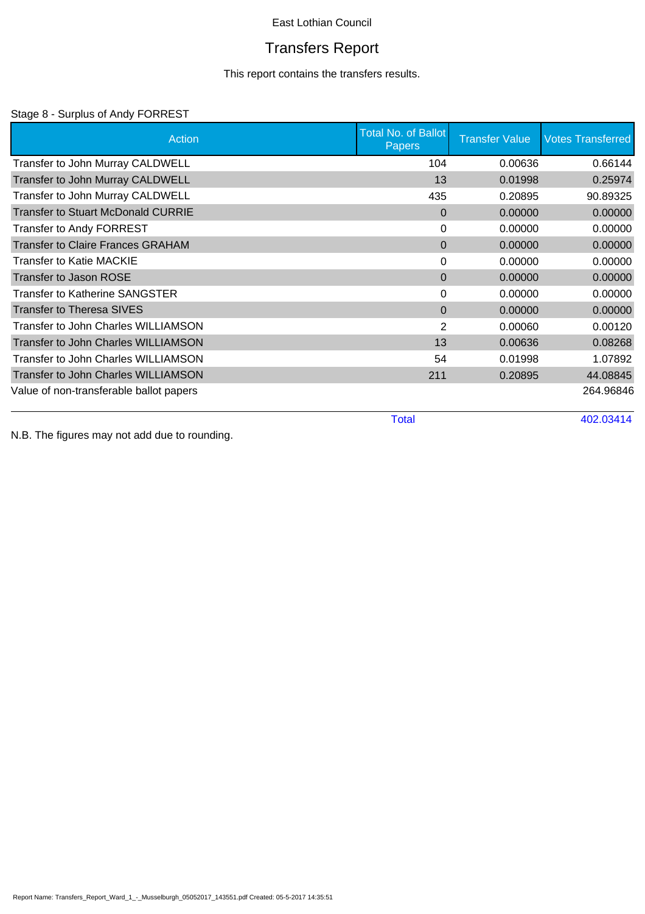East Lothian Council

# Transfers Report

This report contains the transfers results.

Stage 8 - Surplus of Andy FORREST

| Action | Total No. of Ballot Papers | Transfer Value | Votes Transferred |
|---|---|---|---|
| Transfer to John Murray CALDWELL | 104 | 0.00636 | 0.66144 |
| Transfer to John Murray CALDWELL | 13 | 0.01998 | 0.25974 |
| Transfer to John Murray CALDWELL | 435 | 0.20895 | 90.89325 |
| Transfer to Stuart McDonald CURRIE | 0 | 0.00000 | 0.00000 |
| Transfer to Andy FORREST | 0 | 0.00000 | 0.00000 |
| Transfer to Claire Frances GRAHAM | 0 | 0.00000 | 0.00000 |
| Transfer to Katie MACKIE | 0 | 0.00000 | 0.00000 |
| Transfer to Jason ROSE | 0 | 0.00000 | 0.00000 |
| Transfer to Katherine SANGSTER | 0 | 0.00000 | 0.00000 |
| Transfer to Theresa SIVES | 0 | 0.00000 | 0.00000 |
| Transfer to John Charles WILLIAMSON | 2 | 0.00060 | 0.00120 |
| Transfer to John Charles WILLIAMSON | 13 | 0.00636 | 0.08268 |
| Transfer to John Charles WILLIAMSON | 54 | 0.01998 | 1.07892 |
| Transfer to John Charles WILLIAMSON | 211 | 0.20895 | 44.08845 |
| Value of non-transferable ballot papers | | | 264.96846 |
| | Total | | 402.03414 |

N.B. The figures may not add due to rounding.

Report Name: Transfers_Report_Ward_1_-_Musselburgh_05052017_143551.pdf Created: 05-5-2017 14:35:51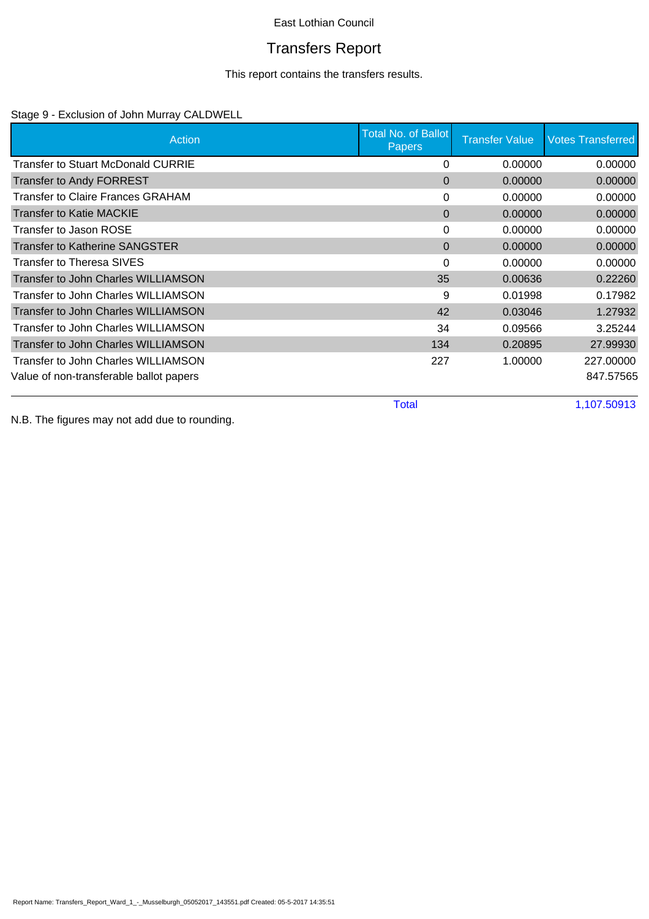East Lothian Council

# Transfers Report

This report contains the transfers results.

Stage 9 - Exclusion of John Murray CALDWELL

| Action | Total No. of Ballot Papers | Transfer Value | Votes Transferred |
|---|---|---|---|
| Transfer to Stuart McDonald CURRIE | 0 | 0.00000 | 0.00000 |
| Transfer to Andy FORREST | 0 | 0.00000 | 0.00000 |
| Transfer to Claire Frances GRAHAM | 0 | 0.00000 | 0.00000 |
| Transfer to Katie MACKIE | 0 | 0.00000 | 0.00000 |
| Transfer to Jason ROSE | 0 | 0.00000 | 0.00000 |
| Transfer to Katherine SANGSTER | 0 | 0.00000 | 0.00000 |
| Transfer to Theresa SIVES | 0 | 0.00000 | 0.00000 |
| Transfer to John Charles WILLIAMSON | 35 | 0.00636 | 0.22260 |
| Transfer to John Charles WILLIAMSON | 9 | 0.01998 | 0.17982 |
| Transfer to John Charles WILLIAMSON | 42 | 0.03046 | 1.27932 |
| Transfer to John Charles WILLIAMSON | 34 | 0.09566 | 3.25244 |
| Transfer to John Charles WILLIAMSON | 134 | 0.20895 | 27.99930 |
| Transfer to John Charles WILLIAMSON | 227 | 1.00000 | 227.00000 |
| Value of non-transferable ballot papers | | | 847.57565 |
| | Total | | 1,107.50913 |

N.B. The figures may not add due to rounding.

Report Name: Transfers_Report_Ward_1_-_Musselburgh_05052017_143551.pdf Created: 05-5-2017 14:35:51